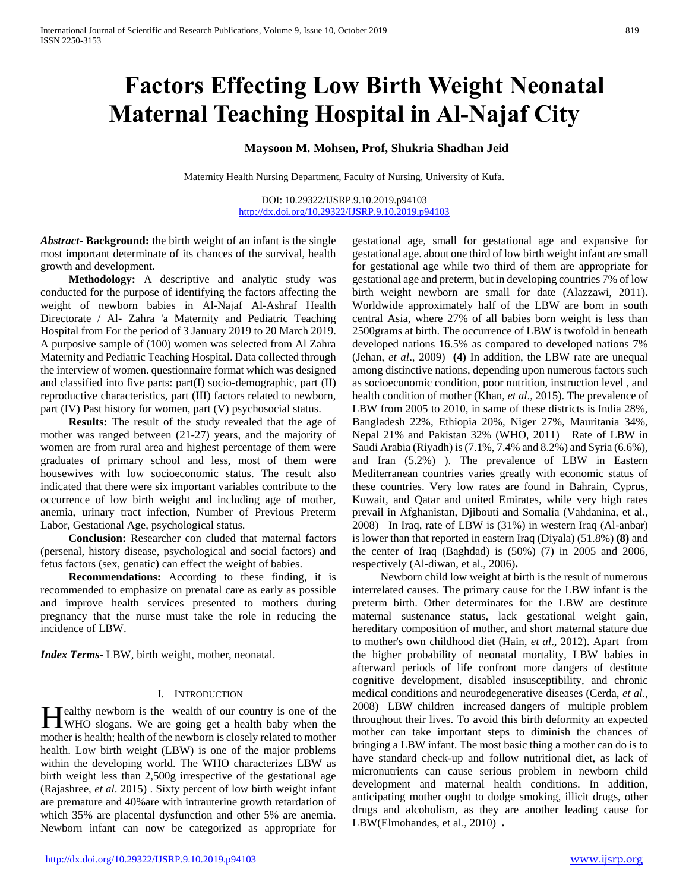# Factors Effecting Low Birth Weight Neonatal Maternal Teaching Hospital in Al-Najaf City

**Maysoon M. Mohsen, Prof, Shukria Shadhan Jeid**

Maternity Health Nursing Department, Faculty of Nursing, University of Kufa.

DOI: 10.29322/IJSRP.9.10.2019.p94103
http://dx.doi.org/10.29322/IJSRP.9.10.2019.p94103

***Abstract*- Background:** the birth weight of an infant is the single most important determinate of its chances of the survival, health growth and development.

**Methodology:** A descriptive and analytic study was conducted for the purpose of identifying the factors affecting the weight of newborn babies in Al-Najaf Al-Ashraf Health Directorate / Al- Zahra 'a Maternity and Pediatric Teaching Hospital from For the period of 3 January 2019 to 20 March 2019. A purposive sample of (100) women was selected from Al Zahra Maternity and Pediatric Teaching Hospital. Data collected through the interview of women. questionnaire format which was designed and classified into five parts: part(I) socio-demographic, part (II) reproductive characteristics, part (III) factors related to newborn, part (IV) Past history for women, part (V) psychosocial status.

**Results:** The result of the study revealed that the age of mother was ranged between (21-27) years, and the majority of women are from rural area and highest percentage of them were graduates of primary school and less, most of them were housewives with low socioeconomic status. The result also indicated that there were six important variables contribute to the occurrence of low birth weight and including age of mother, anemia, urinary tract infection, Number of Previous Preterm Labor, Gestational Age, psychological status.

**Conclusion:** Researcher con cluded that maternal factors (persenal, history disease, psychological and social factors) and fetus factors (sex, genatic) can effect the weight of babies.

**Recommendations:** According to these finding, it is recommended to emphasize on prenatal care as early as possible and improve health services presented to mothers during pregnancy that the nurse must take the role in reducing the incidence of LBW.

***Index Terms*-** LBW, birth weight, mother, neonatal.

## I. Introduction

Healthy newborn is the wealth of our country is one of the WHO slogans. We are going get a health baby when the mother is health; health of the newborn is closely related to mother health. Low birth weight (LBW) is one of the major problems within the developing world. The WHO characterizes LBW as birth weight less than 2,500g irrespective of the gestational age (Rajashree, *et al*. 2015) . Sixty percent of low birth weight infant are premature and 40%are with intrauterine growth retardation of which 35% are placental dysfunction and other 5% are anemia. Newborn infant can now be categorized as appropriate for gestational age, small for gestational age and expansive for gestational age. about one third of low birth weight infant are small for gestational age while two third of them are appropriate for gestational age and preterm, but in developing countries 7% of low birth weight newborn are small for date (Alazzawi, 2011)**.** Worldwide approximately half of the LBW are born in south central Asia, where 27% of all babies born weight is less than 2500grams at birth. The occurrence of LBW is twofold in beneath developed nations 16.5% as compared to developed nations 7% (Jehan, *et al*., 2009) **(4)** In addition, the LBW rate are unequal among distinctive nations, depending upon numerous factors such as socioeconomic condition, poor nutrition, instruction level , and health condition of mother (Khan, *et al*., 2015). The prevalence of LBW from 2005 to 2010, in same of these districts is India 28%, Bangladesh 22%, Ethiopia 20%, Niger 27%, Mauritania 34%, Nepal 21% and Pakistan 32% (WHO, 2011) Rate of LBW in Saudi Arabia (Riyadh) is (7.1%, 7.4% and 8.2%) and Syria (6.6%), and Iran (5.2%) ). The prevalence of LBW in Eastern Mediterranean countries varies greatly with economic status of these countries. Very low rates are found in Bahrain, Cyprus, Kuwait, and Qatar and united Emirates, while very high rates prevail in Afghanistan, Djibouti and Somalia (Vahdanina, et al., 2008) In Iraq, rate of LBW is (31%) in western Iraq (Al-anbar) is lower than that reported in eastern Iraq (Diyala) (51.8%) **(8)** and the center of Iraq (Baghdad) is (50%) (7) in 2005 and 2006, respectively (Al-diwan, et al., 2006)**.**

Newborn child low weight at birth is the result of numerous interrelated causes. The primary cause for the LBW infant is the preterm birth. Other determinates for the LBW are destitute maternal sustenance status, lack gestational weight gain, hereditary composition of mother, and short maternal stature due to mother's own childhood diet (Hain, *et al*., 2012). Apart from the higher probability of neonatal mortality, LBW babies in afterward periods of life confront more dangers of destitute cognitive development, disabled insusceptibility, and chronic medical conditions and neurodegenerative diseases (Cerda, *et al*., 2008) LBW children increased dangers of multiple problem throughout their lives. To avoid this birth deformity an expected mother can take important steps to diminish the chances of bringing a LBW infant. The most basic thing a mother can do is to have standard check-up and follow nutritional diet, as lack of micronutrients can cause serious problem in newborn child development and maternal health conditions. In addition, anticipating mother ought to dodge smoking, illicit drugs, other drugs and alcoholism, as they are another leading cause for LBW(Elmohandes, et al., 2010) **.**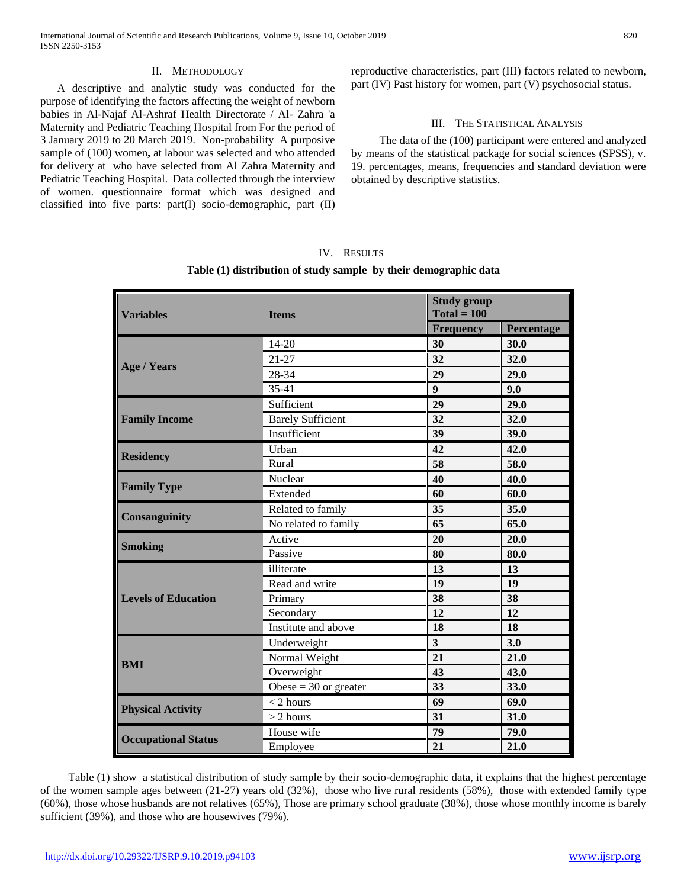## II. Methodology

A descriptive and analytic study was conducted for the purpose of identifying the factors affecting the weight of newborn babies in Al-Najaf Al-Ashraf Health Directorate / Al- Zahra 'a Maternity and Pediatric Teaching Hospital from For the period of 3 January 2019 to 20 March 2019. Non-probability A purposive sample of (100) women**,** at labour was selected and who attended for delivery at who have selected from Al Zahra Maternity and Pediatric Teaching Hospital. Data collected through the interview of women. questionnaire format which was designed and classified into five parts: part(I) socio-demographic, part (II) reproductive characteristics, part (III) factors related to newborn, part (IV) Past history for women, part (V) psychosocial status.

## III. The Statistical Analysis

The data of the (100) participant were entered and analyzed by means of the statistical package for social sciences (SPSS), v. 19. percentages, means, frequencies and standard deviation were obtained by descriptive statistics.

## IV. Results

**Table (1) distribution of study sample by their demographic data**

| Variables | Items | Study group Total = 100 | |
|---|---|---|---|
| | | Frequency | Percentage |
| Age / Years | 14-20 | 30 | 30.0 |
| | 21-27 | 32 | 32.0 |
| | 28-34 | 29 | 29.0 |
| | 35-41 | 9 | 9.0 |
| Family Income | Sufficient | 29 | 29.0 |
| | Barely Sufficient | 32 | 32.0 |
| | Insufficient | 39 | 39.0 |
| Residency | Urban | 42 | 42.0 |
| | Rural | 58 | 58.0 |
| Family Type | Nuclear | 40 | 40.0 |
| | Extended | 60 | 60.0 |
| Consanguinity | Related to family | 35 | 35.0 |
| | No related to family | 65 | 65.0 |
| Smoking | Active | 20 | 20.0 |
| | Passive | 80 | 80.0 |
| Levels of Education | illiterate | 13 | 13 |
| | Read and write | 19 | 19 |
| | Primary | 38 | 38 |
| | Secondary | 12 | 12 |
| | Institute and above | 18 | 18 |
| BMI | Underweight | 3 | 3.0 |
| | Normal Weight | 21 | 21.0 |
| | Overweight | 43 | 43.0 |
| | Obese = 30 or greater | 33 | 33.0 |
| Physical Activity | < 2 hours | 69 | 69.0 |
| | > 2 hours | 31 | 31.0 |
| Occupational Status | House wife | 79 | 79.0 |
| | Employee | 21 | 21.0 |

Table (1) show a statistical distribution of study sample by their socio-demographic data, it explains that the highest percentage of the women sample ages between (21-27) years old (32%), those who live rural residents (58%), those with extended family type (60%), those whose husbands are not relatives (65%), Those are primary school graduate (38%), those whose monthly income is barely sufficient (39%), and those who are housewives (79%).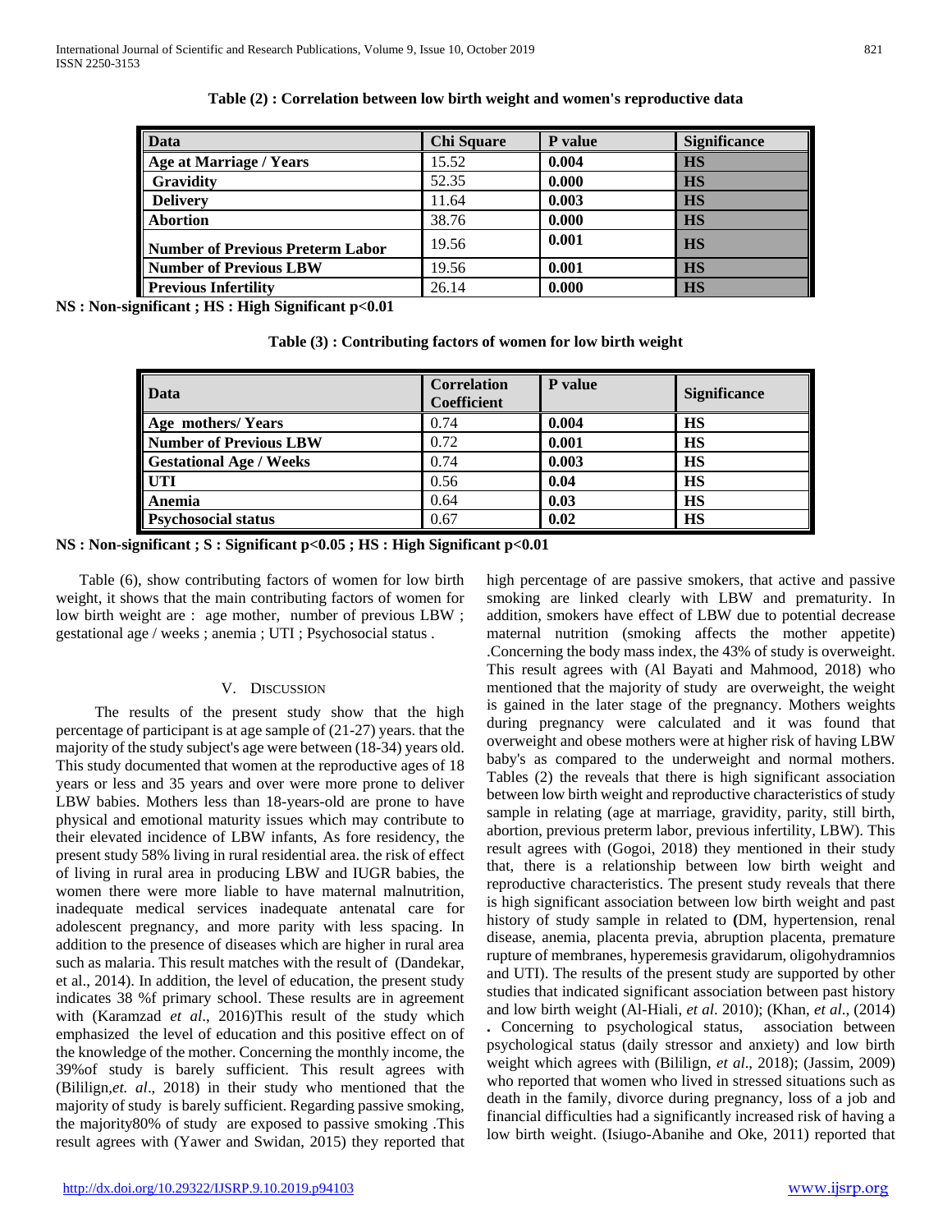**Table (2) : Correlation between low birth weight and women's reproductive data**

| Data | Chi Square | P value | Significance |
|---|---|---|---|
| **Age at Marriage / Years** | 15.52 | **0.004** | **HS** |
| **Gravidity** | 52.35 | **0.000** | **HS** |
| **Delivery** | 11.64 | **0.003** | **HS** |
| **Abortion** | 38.76 | **0.000** | **HS** |
| **Number of Previous Preterm Labor** | 19.56 | **0.001** | **HS** |
| **Number of Previous LBW** | 19.56 | **0.001** | **HS** |
| **Previous Infertility** | 26.14 | **0.000** | **HS** |

**NS : Non-significant ; HS : High Significant p<0.01**

**Table (3) : Contributing factors of women for low birth weight**

| Data | Correlation Coefficient | P value | Significance |
|---|---|---|---|
| **Age mothers/ Years** | 0.74 | **0.004** | **HS** |
| **Number of Previous LBW** | 0.72 | **0.001** | **HS** |
| **Gestational Age / Weeks** | 0.74 | **0.003** | **HS** |
| **UTI** | 0.56 | **0.04** | **HS** |
| **Anemia** | 0.64 | **0.03** | **HS** |
| **Psychosocial status** | 0.67 | **0.02** | **HS** |

**NS : Non-significant ; S : Significant p<0.05 ; HS : High Significant p<0.01**

Table (6), show contributing factors of women for low birth weight, it shows that the main contributing factors of women for low birth weight are : age mother, number of previous LBW ; gestational age / weeks ; anemia ; UTI ; Psychosocial status .

## V. Discussion

The results of the present study show that the high percentage of participant is at age sample of (21-27) years. that the majority of the study subject's age were between (18-34) years old. This study documented that women at the reproductive ages of 18 years or less and 35 years and over were more prone to deliver LBW babies. Mothers less than 18-years-old are prone to have physical and emotional maturity issues which may contribute to their elevated incidence of LBW infants, As fore residency, the present study 58% living in rural residential area. the risk of effect of living in rural area in producing LBW and IUGR babies, the women there were more liable to have maternal malnutrition, inadequate medical services inadequate antenatal care for adolescent pregnancy, and more parity with less spacing. In addition to the presence of diseases which are higher in rural area such as malaria. This result matches with the result of (Dandekar, et al., 2014). In addition, the level of education, the present study indicates 38 %f primary school. These results are in agreement with (Karamzad *et al*., 2016)This result of the study which emphasized the level of education and this positive effect on of the knowledge of the mother. Concerning the monthly income, the 39%of study is barely sufficient. This result agrees with (Bililign,*et. al*., 2018) in their study who mentioned that the majority of study is barely sufficient. Regarding passive smoking, the majority80% of study are exposed to passive smoking .This result agrees with (Yawer and Swidan, 2015) they reported that high percentage of are passive smokers, that active and passive smoking are linked clearly with LBW and prematurity. In addition, smokers have effect of LBW due to potential decrease maternal nutrition (smoking affects the mother appetite) .Concerning the body mass index, the 43% of study is overweight. This result agrees with (Al Bayati and Mahmood, 2018) who mentioned that the majority of study are overweight, the weight is gained in the later stage of the pregnancy. Mothers weights during pregnancy were calculated and it was found that overweight and obese mothers were at higher risk of having LBW baby's as compared to the underweight and normal mothers. Tables (2) the reveals that there is high significant association between low birth weight and reproductive characteristics of study sample in relating (age at marriage, gravidity, parity, still birth, abortion, previous preterm labor, previous infertility, LBW). This result agrees with (Gogoi, 2018) they mentioned in their study that, there is a relationship between low birth weight and reproductive characteristics. The present study reveals that there is high significant association between low birth weight and past history of study sample in related to **(**DM, hypertension, renal disease, anemia, placenta previa, abruption placenta, premature rupture of membranes, hyperemesis gravidarum, oligohydramnios and UTI). The results of the present study are supported by other studies that indicated significant association between past history and low birth weight (Al-Hiali, *et al*. 2010); (Khan, *et al*., (2014) **.** Concerning to psychological status, association between psychological status (daily stressor and anxiety) and low birth weight which agrees with (Bililign, *et al*., 2018); (Jassim, 2009) who reported that women who lived in stressed situations such as death in the family, divorce during pregnancy, loss of a job and financial difficulties had a significantly increased risk of having a low birth weight. (Isiugo-Abanihe and Oke, 2011) reported that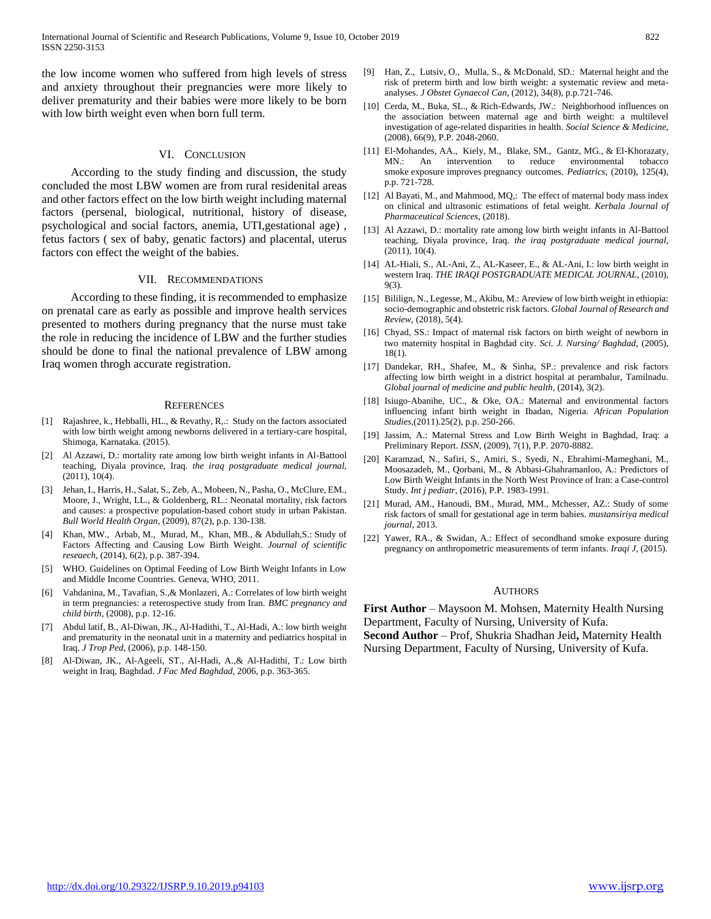the low income women who suffered from high levels of stress and anxiety throughout their pregnancies were more likely to deliver prematurity and their babies were more likely to be born with low birth weight even when born full term.

## VI. Conclusion

According to the study finding and discussion, the study concluded the most LBW women are from rural residenital areas and other factors effect on the low birth weight including maternal factors (persenal, biological, nutritional, history of disease, psychological and social factors, anemia, UTI,gestational age) , fetus factors ( sex of baby, genatic factors) and placental, uterus factors con effect the weight of the babies.

## VII. Recommendations

According to these finding, it is recommended to emphasize on prenatal care as early as possible and improve health services presented to mothers during pregnancy that the nurse must take the role in reducing the incidence of LBW and the further studies should be done to final the national prevalence of LBW among Iraq women throgh accurate registration.

## References

[1] Rajashree, k., Hebballi, HL., & Revathy, R,.: Study on the factors associated with low birth weight among newborns delivered in a tertiary-care hospital, Shimoga, Karnataka. (2015).

[2] Al Azzawi, D.: mortality rate among low birth weight infants in Al-Battool teaching, Diyala province, Iraq. *the iraq postgraduate medical journal*, (2011), 10(4).

[3] Jehan, I., Harris, H., Salat, S., Zeb, A., Mobeen, N., Pasha, O., McClure, EM., Moore, J., Wright, LL., & Goldenberg, RL.: Neonatal mortality, risk factors and causes: a prospective population-based cohort study in urban Pakistan. *Bull World Health Organ*, (2009), 87(2), p.p. 130-138.

[4] Khan, MW., Arbab, M., Murad, M., Khan, MB., & Abdullah,S.: Study of Factors Affecting and Causing Low Birth Weight. *Journal of scientific reseaech*, (2014), 6(2), p.p. 387-394.

[5] WHO. Guidelines on Optimal Feeding of Low Birth Weight Infants in Low and Middle Income Countries. Geneva, WHO, 2011.

[6] Vahdanina, M., Tavafian, S.,& Monlazeri, A.: Correlates of low birth weight in term pregnancies: a reterospective study from Iran. *BMC pregnancy and child birth*, (2008), p.p. 12-16.

[7] Abdul latif, B., Al-Diwan, JK., Al-Hadithi, T., Al-Hadi, A.: low birth weight and prematurity in the neonatal unit in a maternity and pediatrics hospital in Iraq. *J Trop Ped*, (2006), p.p. 148-150.

[8] Al-Diwan, JK., Al-Ageeli, ST., Al-Hadi, A.,& Al-Hadithi, T.: Low birth weight in Iraq, Baghdad. *J Fac Med Baghdad*, 2006, p.p. 363-365.

[9] Han, Z., Lutsiv, O., Mulla, S., & McDonald, SD.: Maternal height and the risk of preterm birth and low birth weight: a systematic review and meta-analyses. *J Obstet Gynaecol Can*, (2012), 34(8), p.p.721-746.

[10] Cerda, M., Buka, SL., & Rich-Edwards, JW.: Neighborhood influences on the association between maternal age and birth weight: a multilevel investigation of age-related disparities in health. *Social Science & Medicine*, (2008), 66(9), P.P. 2048-2060.

[11] El-Mohandes, AA., Kiely, M., Blake, SM., Gantz, MG., & El-Khorazaty, MN.: An intervention to reduce environmental tobacco smoke exposure improves pregnancy outcomes. *Pediatrics*, (2010), 125(4), p.p. 721-728.

[12] Al Bayati, M., and Mahmood, MQ,: The effect of maternal body mass index on clinical and ultrasonic estimations of fetal weight. *Kerbala Journal of Pharmaceutical Sciences*, (2018).

[13] Al Azzawi, D.: mortality rate among low birth weight infants in Al-Battool teaching, Diyala province, Iraq. *the iraq postgraduate medical journal*, (2011), 10(4).

[14] AL-Hiali, S., AL-Ani, Z., AL-Kaseer, E., & AL-Ani, I.: low birth weight in western Iraq. *THE IRAQI POSTGRADUATE MEDICAL JOURNAL*, (2010), 9(3).

[15] Bililign, N., Legesse, M., Akibu, M.: Areview of low birth weight in ethiopia: socio-demographic and obstetric risk factors. *Global Journal of Research and Review*, (2018), 5(4).

[16] Chyad, SS.: Impact of maternal risk factors on birth weight of newborn in two maternity hospital in Baghdad city. *Sci. J. Nursing/ Baghdad*, (2005), 18(1).

[17] Dandekar, RH., Shafee, M., & Sinha, SP.: prevalence and risk factors affecting low birth weight in a district hospital at perambalur, Tamilnadu. *Global journal of medicine and public health*, (2014), 3(2).

[18] Isiugo-Abanihe, UC., & Oke, OA.: Maternal and environmental factors influencing infant birth weight in Ibadan, Nigeria. *African Population Studies*,(2011).25(2), p.p. 250-266.

[19] Jassim, A.: Maternal Stress and Low Birth Weight in Baghdad, Iraq: a Preliminary Report. *ISSN*, (2009), 7(1), P.P. 2070-8882.

[20] Karamzad, N., Safiri, S., Amiri, S., Syedi, N., Ebrahimi-Mameghani, M., Moosazadeh, M., Qorbani, M., & Abbasi-Ghahramanloo, A.: Predictors of Low Birth Weight Infants in the North West Province of Iran: a Case-control Study. *Int j pediatr*, (2016), P.P. 1983-1991.

[21] Murad, AM., Hanoudi, BM., Murad, MM., Mchesser, AZ.: Study of some risk factors of small for gestational age in term babies. *mustansiriya medical journal*, 2013.

[22] Yawer, RA., & Swidan, A.: Effect of secondhand smoke exposure during pregnancy on anthropometric measurements of term infants. *Iraqi J*, (2015).

## Authors

**First Author** – Maysoon M. Mohsen, Maternity Health Nursing Department, Faculty of Nursing, University of Kufa.
**Second Author** – Prof, Shukria Shadhan Jeid**,** Maternity Health Nursing Department, Faculty of Nursing, University of Kufa.